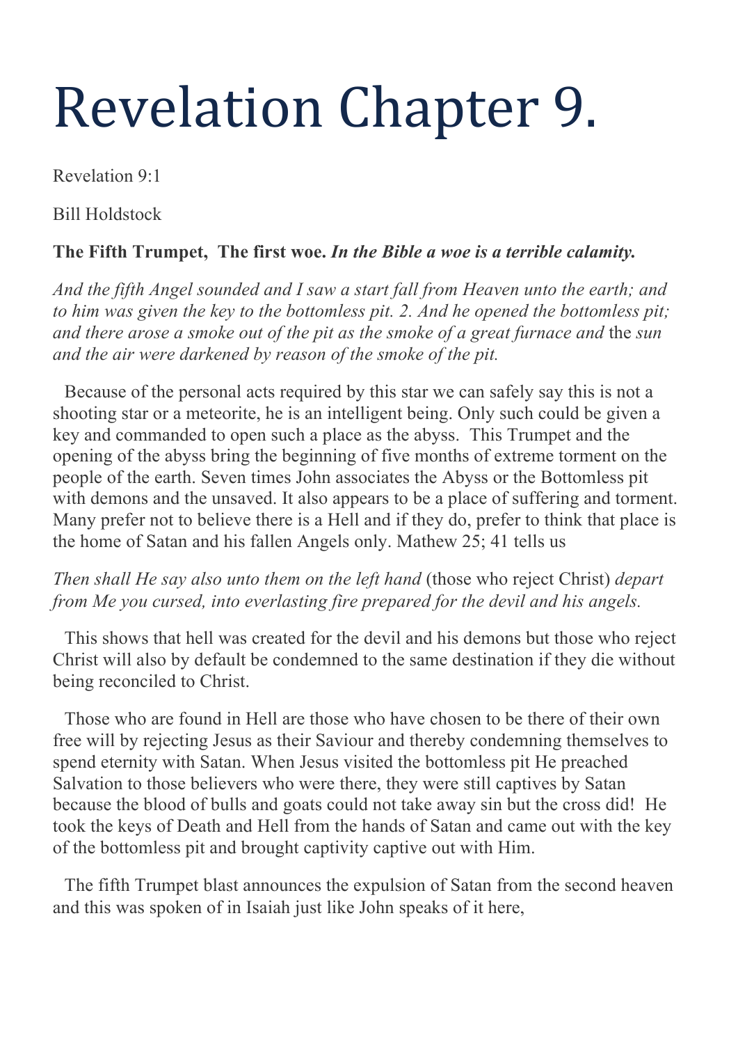# Revelation Chapter 9.

Revelation 9:1

Bill Holdstock

**The Fifth Trumpet, The first woe.** ***In the Bible a woe is a terrible calamity.***

*And the fifth Angel sounded and I saw a start fall from Heaven unto the earth; and to him was given the key to the bottomless pit. 2. And he opened the bottomless pit; and there arose a smoke out of the pit as the smoke of a great furnace and* the *sun and the air were darkened by reason of the smoke of the pit.*

Because of the personal acts required by this star we can safely say this is not a shooting star or a meteorite, he is an intelligent being. Only such could be given a key and commanded to open such a place as the abyss. This Trumpet and the opening of the abyss bring the beginning of five months of extreme torment on the people of the earth. Seven times John associates the Abyss or the Bottomless pit with demons and the unsaved. It also appears to be a place of suffering and torment. Many prefer not to believe there is a Hell and if they do, prefer to think that place is the home of Satan and his fallen Angels only. Mathew 25; 41 tells us

*Then shall He say also unto them on the left hand* (those who reject Christ) *depart from Me you cursed, into everlasting fire prepared for the devil and his angels.*

This shows that hell was created for the devil and his demons but those who reject Christ will also by default be condemned to the same destination if they die without being reconciled to Christ.

Those who are found in Hell are those who have chosen to be there of their own free will by rejecting Jesus as their Saviour and thereby condemning themselves to spend eternity with Satan. When Jesus visited the bottomless pit He preached Salvation to those believers who were there, they were still captives by Satan because the blood of bulls and goats could not take away sin but the cross did! He took the keys of Death and Hell from the hands of Satan and came out with the key of the bottomless pit and brought captivity captive out with Him.

The fifth Trumpet blast announces the expulsion of Satan from the second heaven and this was spoken of in Isaiah just like John speaks of it here,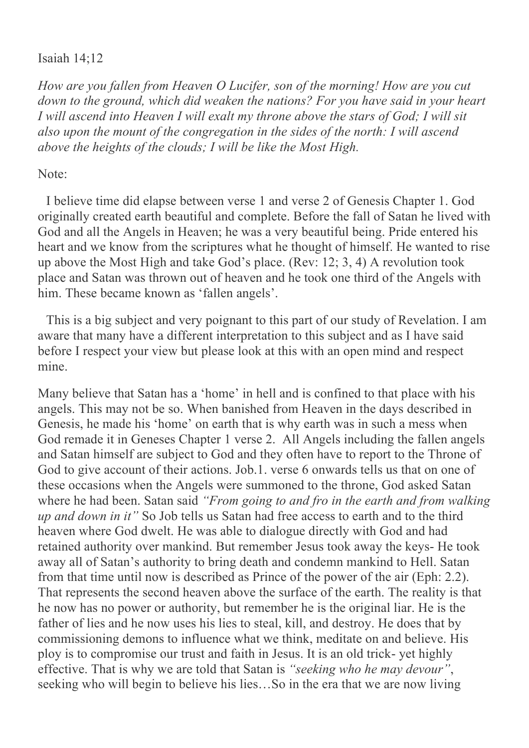Isaiah 14;12

*How are you fallen from Heaven O Lucifer, son of the morning! How are you cut down to the ground, which did weaken the nations? For you have said in your heart I will ascend into Heaven I will exalt my throne above the stars of God; I will sit also upon the mount of the congregation in the sides of the north: I will ascend above the heights of the clouds; I will be like the Most High.*

Note:

I believe time did elapse between verse 1 and verse 2 of Genesis Chapter 1. God originally created earth beautiful and complete. Before the fall of Satan he lived with God and all the Angels in Heaven; he was a very beautiful being. Pride entered his heart and we know from the scriptures what he thought of himself. He wanted to rise up above the Most High and take God's place. (Rev: 12; 3, 4) A revolution took place and Satan was thrown out of heaven and he took one third of the Angels with him. These became known as 'fallen angels'.

This is a big subject and very poignant to this part of our study of Revelation. I am aware that many have a different interpretation to this subject and as I have said before I respect your view but please look at this with an open mind and respect mine.

Many believe that Satan has a 'home' in hell and is confined to that place with his angels. This may not be so. When banished from Heaven in the days described in Genesis, he made his 'home' on earth that is why earth was in such a mess when God remade it in Geneses Chapter 1 verse 2. All Angels including the fallen angels and Satan himself are subject to God and they often have to report to the Throne of God to give account of their actions. Job.1. verse 6 onwards tells us that on one of these occasions when the Angels were summoned to the throne, God asked Satan where he had been. Satan said *"From going to and fro in the earth and from walking up and down in it"* So Job tells us Satan had free access to earth and to the third heaven where God dwelt. He was able to dialogue directly with God and had retained authority over mankind. But remember Jesus took away the keys- He took away all of Satan's authority to bring death and condemn mankind to Hell. Satan from that time until now is described as Prince of the power of the air (Eph: 2.2). That represents the second heaven above the surface of the earth. The reality is that he now has no power or authority, but remember he is the original liar. He is the father of lies and he now uses his lies to steal, kill, and destroy. He does that by commissioning demons to influence what we think, meditate on and believe. His ploy is to compromise our trust and faith in Jesus. It is an old trick- yet highly effective. That is why we are told that Satan is *"seeking who he may devour"*, seeking who will begin to believe his lies…So in the era that we are now living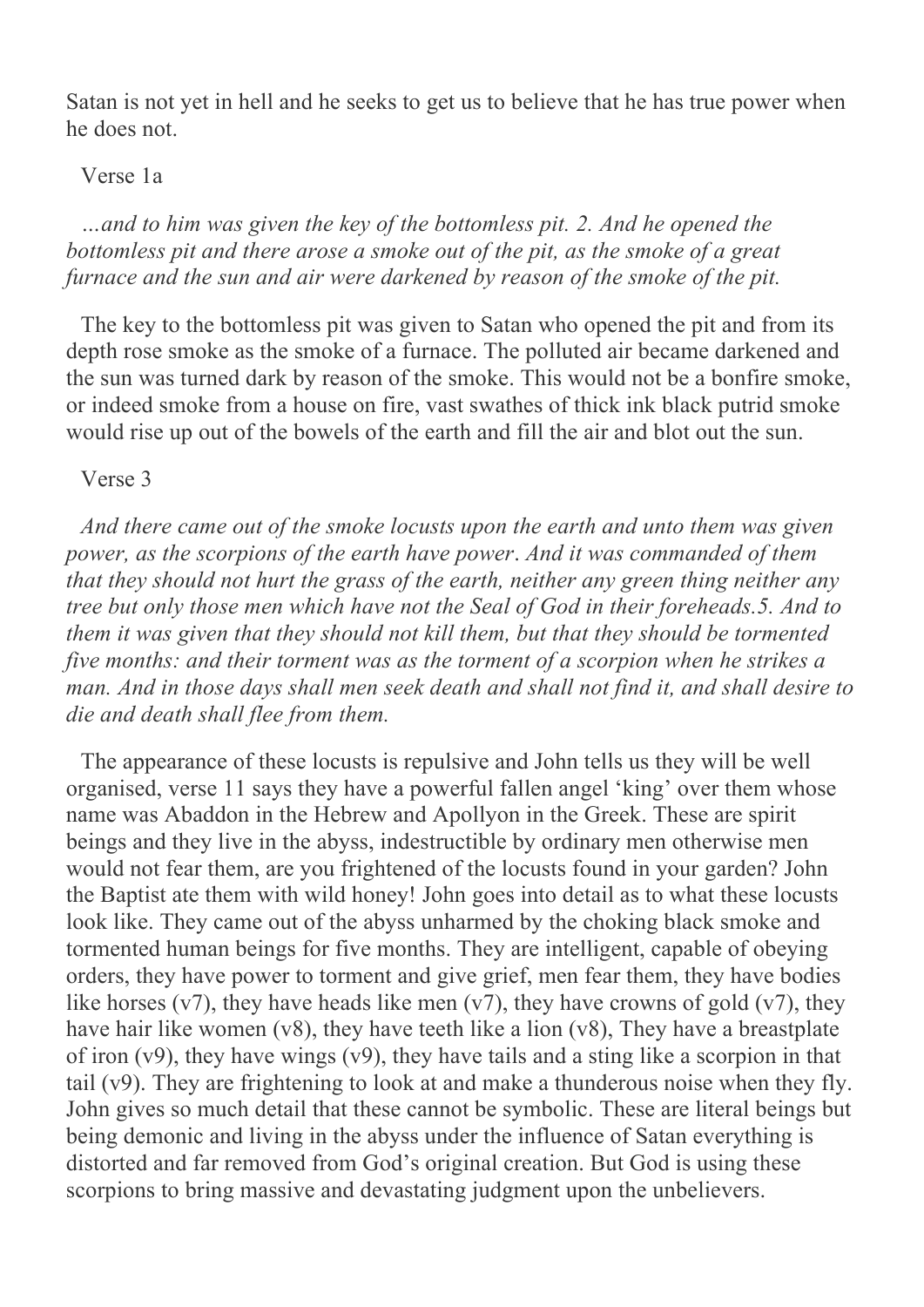Satan is not yet in hell and he seeks to get us to believe that he has true power when he does not.

Verse 1a

*…and to him was given the key of the bottomless pit. 2. And he opened the bottomless pit and there arose a smoke out of the pit, as the smoke of a great furnace and the sun and air were darkened by reason of the smoke of the pit.*

The key to the bottomless pit was given to Satan who opened the pit and from its depth rose smoke as the smoke of a furnace. The polluted air became darkened and the sun was turned dark by reason of the smoke. This would not be a bonfire smoke, or indeed smoke from a house on fire, vast swathes of thick ink black putrid smoke would rise up out of the bowels of the earth and fill the air and blot out the sun.

Verse 3

*And there came out of the smoke locusts upon the earth and unto them was given power, as the scorpions of the earth have power. And it was commanded of them that they should not hurt the grass of the earth, neither any green thing neither any tree but only those men which have not the Seal of God in their foreheads.5. And to them it was given that they should not kill them, but that they should be tormented five months: and their torment was as the torment of a scorpion when he strikes a man. And in those days shall men seek death and shall not find it, and shall desire to die and death shall flee from them.*

The appearance of these locusts is repulsive and John tells us they will be well organised, verse 11 says they have a powerful fallen angel 'king' over them whose name was Abaddon in the Hebrew and Apollyon in the Greek. These are spirit beings and they live in the abyss, indestructible by ordinary men otherwise men would not fear them, are you frightened of the locusts found in your garden? John the Baptist ate them with wild honey! John goes into detail as to what these locusts look like. They came out of the abyss unharmed by the choking black smoke and tormented human beings for five months. They are intelligent, capable of obeying orders, they have power to torment and give grief, men fear them, they have bodies like horses (v7), they have heads like men (v7), they have crowns of gold (v7), they have hair like women (v8), they have teeth like a lion (v8), They have a breastplate of iron (v9), they have wings (v9), they have tails and a sting like a scorpion in that tail (v9). They are frightening to look at and make a thunderous noise when they fly. John gives so much detail that these cannot be symbolic. These are literal beings but being demonic and living in the abyss under the influence of Satan everything is distorted and far removed from God's original creation. But God is using these scorpions to bring massive and devastating judgment upon the unbelievers.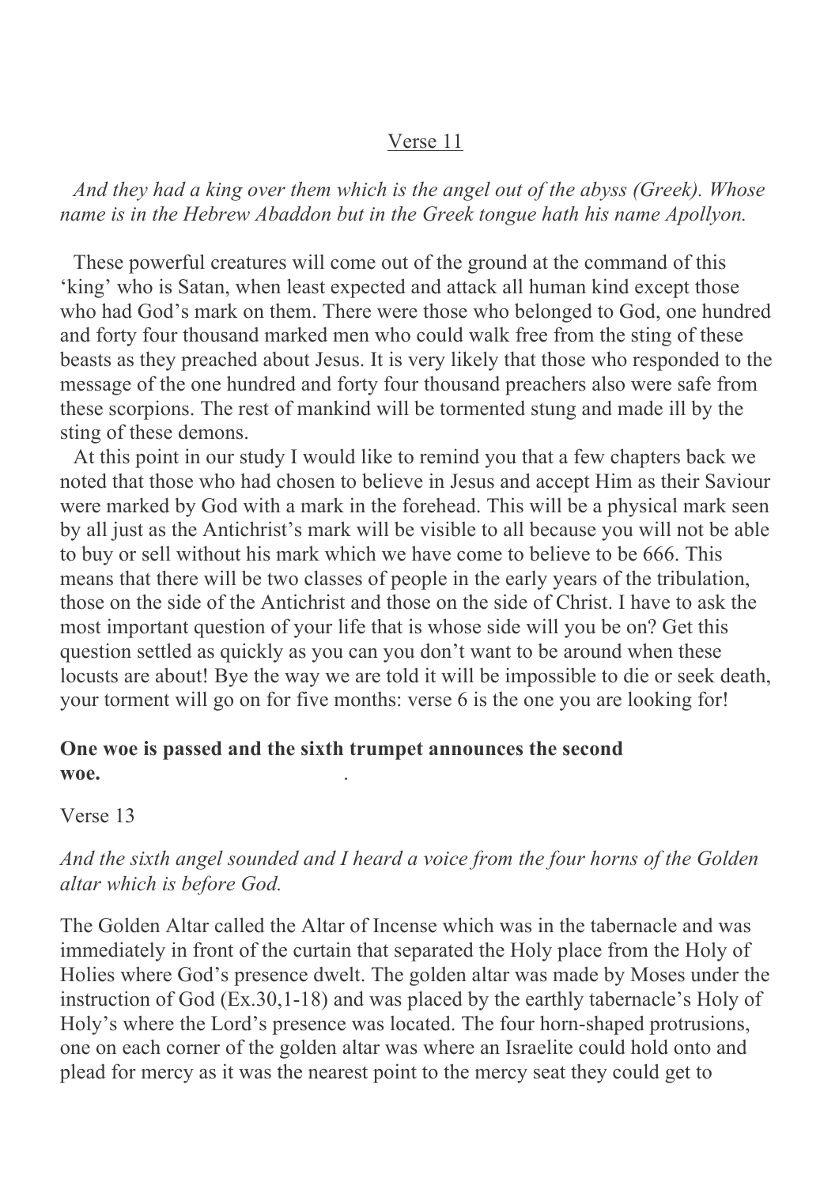Verse 11

*And they had a king over them which is the angel out of the abyss (Greek). Whose name is in the Hebrew Abaddon but in the Greek tongue hath his name Apollyon.*

These powerful creatures will come out of the ground at the command of this 'king' who is Satan, when least expected and attack all human kind except those who had God's mark on them. There were those who belonged to God, one hundred and forty four thousand marked men who could walk free from the sting of these beasts as they preached about Jesus. It is very likely that those who responded to the message of the one hundred and forty four thousand preachers also were safe from these scorpions. The rest of mankind will be tormented stung and made ill by the sting of these demons.

At this point in our study I would like to remind you that a few chapters back we noted that those who had chosen to believe in Jesus and accept Him as their Saviour were marked by God with a mark in the forehead. This will be a physical mark seen by all just as the Antichrist's mark will be visible to all because you will not be able to buy or sell without his mark which we have come to believe to be 666. This means that there will be two classes of people in the early years of the tribulation, those on the side of the Antichrist and those on the side of Christ. I have to ask the most important question of your life that is whose side will you be on? Get this question settled as quickly as you can you don't want to be around when these locusts are about! Bye the way we are told it will be impossible to die or seek death, your torment will go on for five months: verse 6 is the one you are looking for!

**One woe is passed and the sixth trumpet announces the second woe.** .

Verse 13

*And the sixth angel sounded and I heard a voice from the four horns of the Golden altar which is before God.*

The Golden Altar called the Altar of Incense which was in the tabernacle and was immediately in front of the curtain that separated the Holy place from the Holy of Holies where God's presence dwelt. The golden altar was made by Moses under the instruction of God (Ex.30,1-18) and was placed by the earthly tabernacle's Holy of Holy's where the Lord's presence was located. The four horn-shaped protrusions, one on each corner of the golden altar was where an Israelite could hold onto and plead for mercy as it was the nearest point to the mercy seat they could get to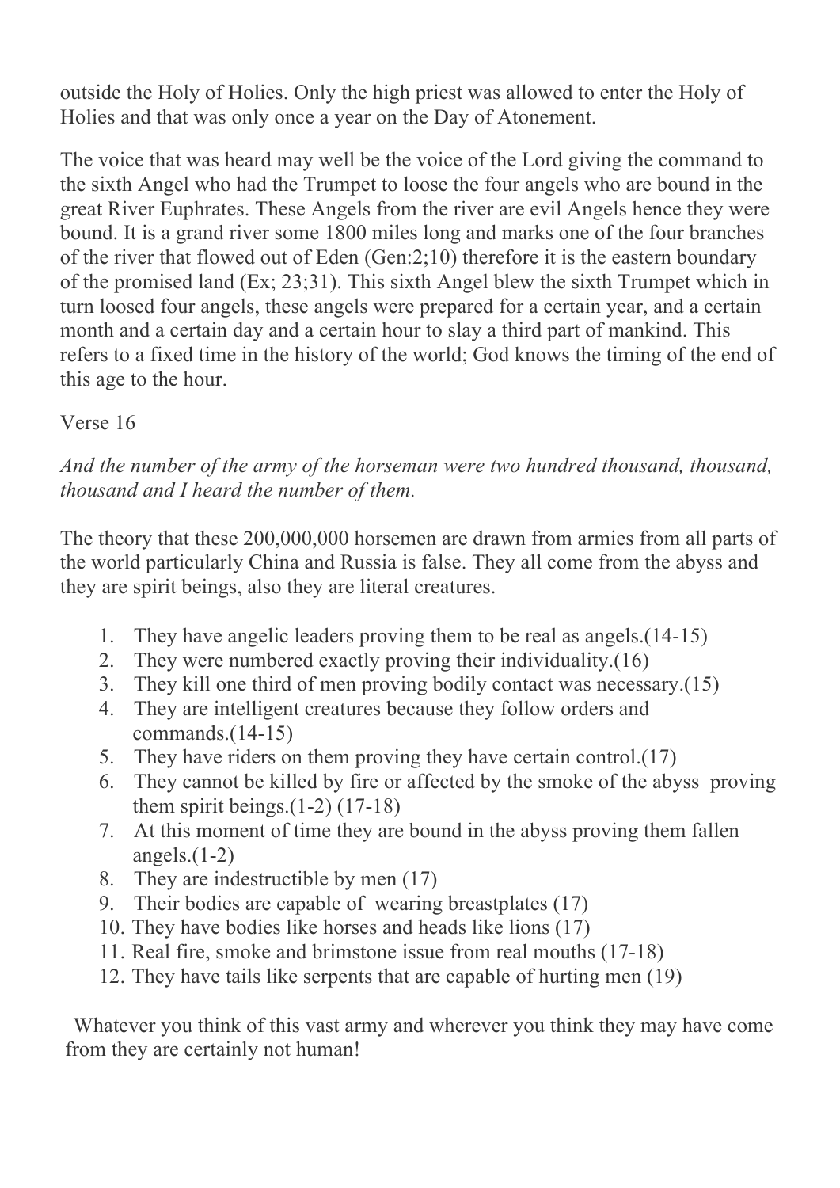outside the Holy of Holies. Only the high priest was allowed to enter the Holy of Holies and that was only once a year on the Day of Atonement.

The voice that was heard may well be the voice of the Lord giving the command to the sixth Angel who had the Trumpet to loose the four angels who are bound in the great River Euphrates. These Angels from the river are evil Angels hence they were bound. It is a grand river some 1800 miles long and marks one of the four branches of the river that flowed out of Eden (Gen:2;10) therefore it is the eastern boundary of the promised land (Ex; 23;31). This sixth Angel blew the sixth Trumpet which in turn loosed four angels, these angels were prepared for a certain year, and a certain month and a certain day and a certain hour to slay a third part of mankind. This refers to a fixed time in the history of the world; God knows the timing of the end of this age to the hour.

Verse 16

*And the number of the army of the horseman were two hundred thousand, thousand, thousand and I heard the number of them.*

The theory that these 200,000,000 horsemen are drawn from armies from all parts of the world particularly China and Russia is false. They all come from the abyss and they are spirit beings, also they are literal creatures.

1. They have angelic leaders proving them to be real as angels.(14-15)
2. They were numbered exactly proving their individuality.(16)
3. They kill one third of men proving bodily contact was necessary.(15)
4. They are intelligent creatures because they follow orders and commands.(14-15)
5. They have riders on them proving they have certain control.(17)
6. They cannot be killed by fire or affected by the smoke of the abyss proving them spirit beings.(1-2) (17-18)
7. At this moment of time they are bound in the abyss proving them fallen angels.(1-2)
8. They are indestructible by men (17)
9. Their bodies are capable of wearing breastplates (17)
10. They have bodies like horses and heads like lions (17)
11. Real fire, smoke and brimstone issue from real mouths (17-18)
12. They have tails like serpents that are capable of hurting men (19)

Whatever you think of this vast army and wherever you think they may have come from they are certainly not human!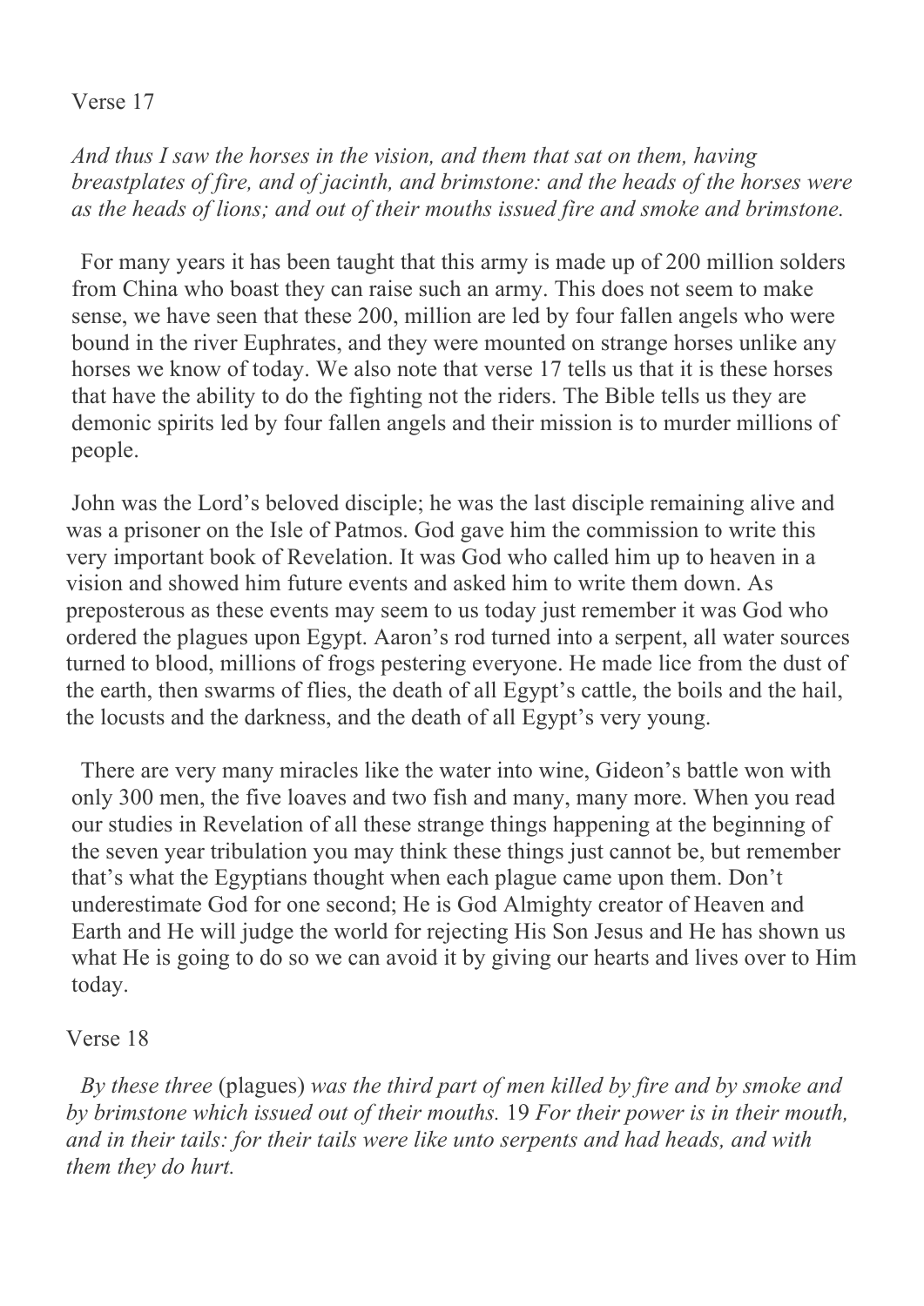Verse 17

*And thus I saw the horses in the vision, and them that sat on them, having breastplates of fire, and of jacinth, and brimstone: and the heads of the horses were as the heads of lions; and out of their mouths issued fire and smoke and brimstone.*

For many years it has been taught that this army is made up of 200 million solders from China who boast they can raise such an army. This does not seem to make sense, we have seen that these 200, million are led by four fallen angels who were bound in the river Euphrates, and they were mounted on strange horses unlike any horses we know of today. We also note that verse 17 tells us that it is these horses that have the ability to do the fighting not the riders. The Bible tells us they are demonic spirits led by four fallen angels and their mission is to murder millions of people.

John was the Lord's beloved disciple; he was the last disciple remaining alive and was a prisoner on the Isle of Patmos. God gave him the commission to write this very important book of Revelation. It was God who called him up to heaven in a vision and showed him future events and asked him to write them down. As preposterous as these events may seem to us today just remember it was God who ordered the plagues upon Egypt. Aaron's rod turned into a serpent, all water sources turned to blood, millions of frogs pestering everyone. He made lice from the dust of the earth, then swarms of flies, the death of all Egypt's cattle, the boils and the hail, the locusts and the darkness, and the death of all Egypt's very young.

There are very many miracles like the water into wine, Gideon's battle won with only 300 men, the five loaves and two fish and many, many more. When you read our studies in Revelation of all these strange things happening at the beginning of the seven year tribulation you may think these things just cannot be, but remember that's what the Egyptians thought when each plague came upon them. Don't underestimate God for one second; He is God Almighty creator of Heaven and Earth and He will judge the world for rejecting His Son Jesus and He has shown us what He is going to do so we can avoid it by giving our hearts and lives over to Him today.

Verse 18

*By these three* (plagues) *was the third part of men killed by fire and by smoke and by brimstone which issued out of their mouths.* 19 *For their power is in their mouth, and in their tails: for their tails were like unto serpents and had heads, and with them they do hurt.*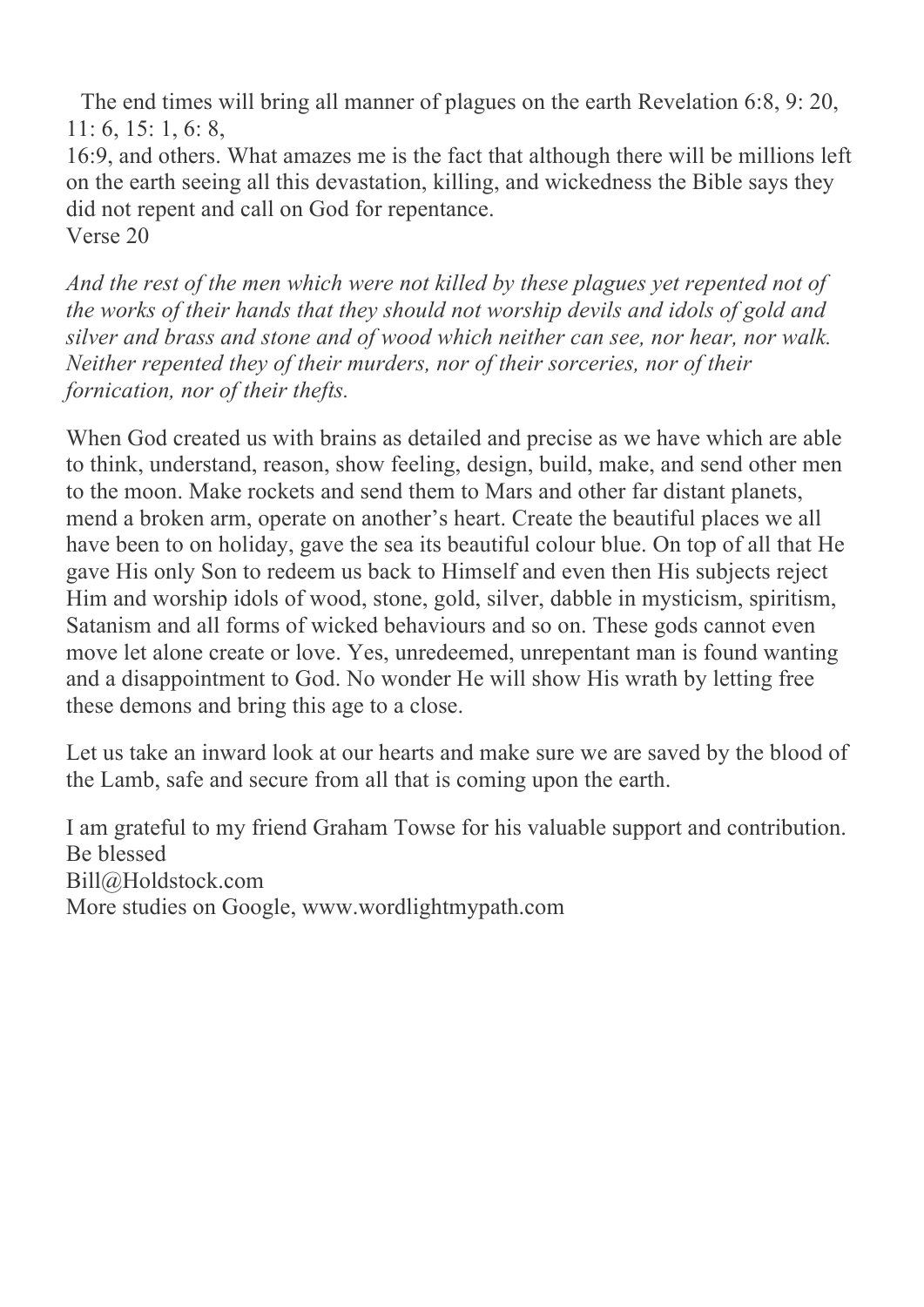The end times will bring all manner of plagues on the earth Revelation 6:8, 9: 20, 11: 6, 15: 1, 6: 8,
16:9, and others. What amazes me is the fact that although there will be millions left on the earth seeing all this devastation, killing, and wickedness the Bible says they did not repent and call on God for repentance.
Verse 20

*And the rest of the men which were not killed by these plagues yet repented not of the works of their hands that they should not worship devils and idols of gold and silver and brass and stone and of wood which neither can see, nor hear, nor walk. Neither repented they of their murders, nor of their sorceries, nor of their fornication, nor of their thefts.*

When God created us with brains as detailed and precise as we have which are able to think, understand, reason, show feeling, design, build, make, and send other men to the moon. Make rockets and send them to Mars and other far distant planets, mend a broken arm, operate on another's heart. Create the beautiful places we all have been to on holiday, gave the sea its beautiful colour blue. On top of all that He gave His only Son to redeem us back to Himself and even then His subjects reject Him and worship idols of wood, stone, gold, silver, dabble in mysticism, spiritism, Satanism and all forms of wicked behaviours and so on. These gods cannot even move let alone create or love. Yes, unredeemed, unrepentant man is found wanting and a disappointment to God. No wonder He will show His wrath by letting free these demons and bring this age to a close.

Let us take an inward look at our hearts and make sure we are saved by the blood of the Lamb, safe and secure from all that is coming upon the earth.

I am grateful to my friend Graham Towse for his valuable support and contribution.
Be blessed
Bill@Holdstock.com
More studies on Google, www.wordlightmypath.com